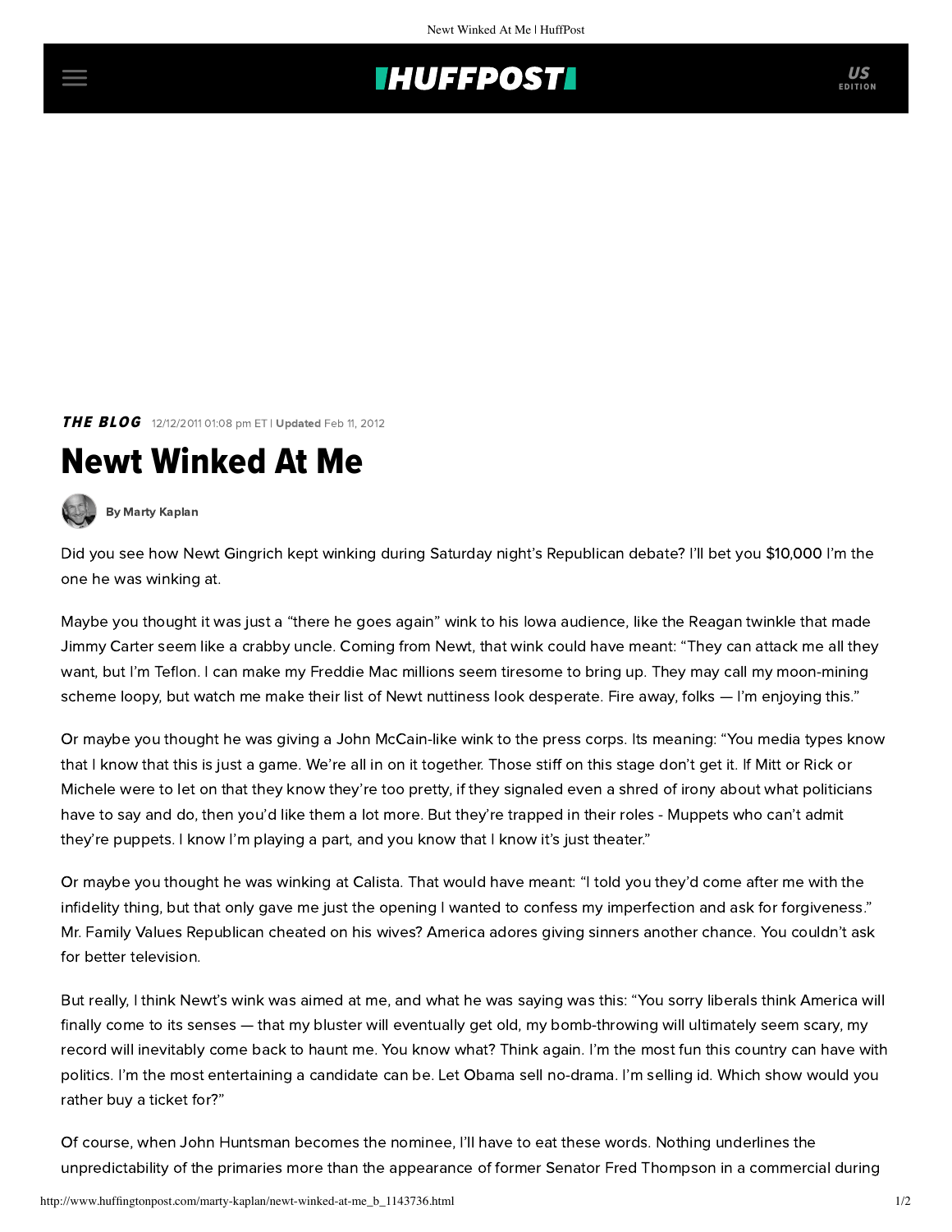*THE BLOG* 12/12/2011 01:08 pm ET | **Updated** Feb 11, 2012

# Newt Winked At Me

**By Marty Kaplan**

Did you see how Newt Gingrich kept winking during Saturday night's Republican debate? I'll bet you $10,000 I'm the one he was winking at.

Maybe you thought it was just a "there he goes again" wink to his Iowa audience, like the Reagan twinkle that made Jimmy Carter seem like a crabby uncle. Coming from Newt, that wink could have meant: "They can attack me all they want, but I'm Teflon. I can make my Freddie Mac millions seem tiresome to bring up. They may call my moon-mining scheme loopy, but watch me make their list of Newt nuttiness look desperate. Fire away, folks — I'm enjoying this."

Or maybe you thought he was giving a John McCain-like wink to the press corps. Its meaning: "You media types know that I know that this is just a game. We're all in on it together. Those stiff on this stage don't get it. If Mitt or Rick or Michele were to let on that they know they're too pretty, if they signaled even a shred of irony about what politicians have to say and do, then you'd like them a lot more. But they're trapped in their roles - Muppets who can't admit they're puppets. I know I'm playing a part, and you know that I know it's just theater."

Or maybe you thought he was winking at Calista. That would have meant: "I told you they'd come after me with the infidelity thing, but that only gave me just the opening I wanted to confess my imperfection and ask for forgiveness." Mr. Family Values Republican cheated on his wives? America adores giving sinners another chance. You couldn't ask for better television.

But really, I think Newt's wink was aimed at me, and what he was saying was this: "You sorry liberals think America will finally come to its senses — that my bluster will eventually get old, my bomb-throwing will ultimately seem scary, my record will inevitably come back to haunt me. You know what? Think again. I'm the most fun this country can have with politics. I'm the most entertaining a candidate can be. Let Obama sell no-drama. I'm selling id. Which show would you rather buy a ticket for?"

Of course, when John Huntsman becomes the nominee, I'll have to eat these words. Nothing underlines the unpredictability of the primaries more than the appearance of former Senator Fred Thompson in a commercial during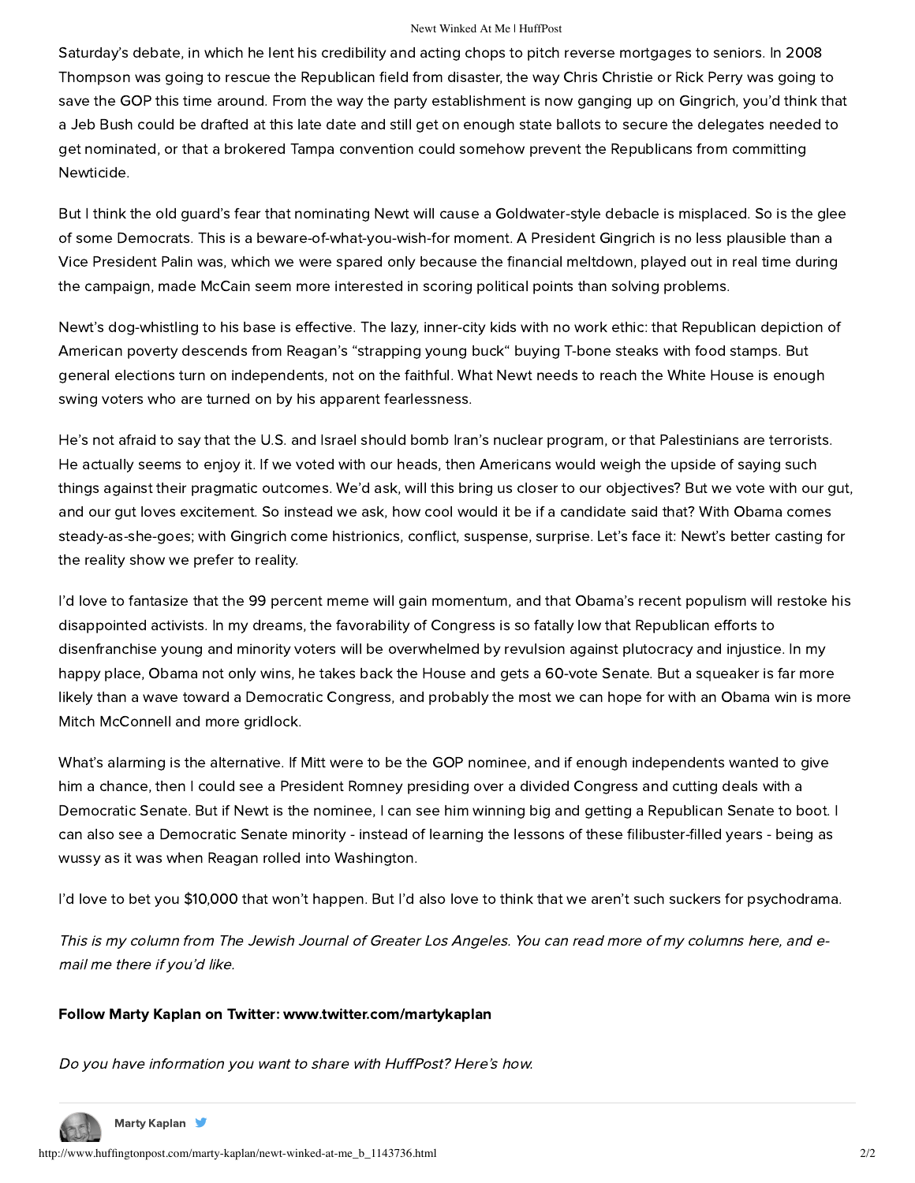Saturday's debate, in which he lent his credibility and acting chops to pitch reverse mortgages to seniors. In 2008 Thompson was going to rescue the Republican field from disaster, the way Chris Christie or Rick Perry was going to save the GOP this time around. From the way the party establishment is now ganging up on Gingrich, you'd think that a Jeb Bush could be drafted at this late date and still get on enough state ballots to secure the delegates needed to get nominated, or that a brokered Tampa convention could somehow prevent the Republicans from committing Newticide.

But I think the old guard's fear that nominating Newt will cause a Goldwater-style debacle is misplaced. So is the glee of some Democrats. This is a beware-of-what-you-wish-for moment. A President Gingrich is no less plausible than a Vice President Palin was, which we were spared only because the financial meltdown, played out in real time during the campaign, made McCain seem more interested in scoring political points than solving problems.

Newt's dog-whistling to his base is effective. The lazy, inner-city kids with no work ethic: that Republican depiction of American poverty descends from Reagan's "strapping young buck" buying T-bone steaks with food stamps. But general elections turn on independents, not on the faithful. What Newt needs to reach the White House is enough swing voters who are turned on by his apparent fearlessness.

He's not afraid to say that the U.S. and Israel should bomb Iran's nuclear program, or that Palestinians are terrorists. He actually seems to enjoy it. If we voted with our heads, then Americans would weigh the upside of saying such things against their pragmatic outcomes. We'd ask, will this bring us closer to our objectives? But we vote with our gut, and our gut loves excitement. So instead we ask, how cool would it be if a candidate said that? With Obama comes steady-as-she-goes; with Gingrich come histrionics, conflict, suspense, surprise. Let's face it: Newt's better casting for the reality show we prefer to reality.

I'd love to fantasize that the 99 percent meme will gain momentum, and that Obama's recent populism will restoke his disappointed activists. In my dreams, the favorability of Congress is so fatally low that Republican efforts to disenfranchise young and minority voters will be overwhelmed by revulsion against plutocracy and injustice. In my happy place, Obama not only wins, he takes back the House and gets a 60-vote Senate. But a squeaker is far more likely than a wave toward a Democratic Congress, and probably the most we can hope for with an Obama win is more Mitch McConnell and more gridlock.

What's alarming is the alternative. If Mitt were to be the GOP nominee, and if enough independents wanted to give him a chance, then I could see a President Romney presiding over a divided Congress and cutting deals with a Democratic Senate. But if Newt is the nominee, I can see him winning big and getting a Republican Senate to boot. I can also see a Democratic Senate minority - instead of learning the lessons of these filibuster-filled years - being as wussy as it was when Reagan rolled into Washington.

I'd love to bet you $10,000 that won't happen. But I'd also love to think that we aren't such suckers for psychodrama.

*This is my column from The Jewish Journal of Greater Los Angeles. You can read more of my columns here, and e-mail me there if you'd like.*

**Follow Marty Kaplan on Twitter: www.twitter.com/martykaplan**

*Do you have information you want to share with HuffPost? Here's how.*

**Marty Kaplan**